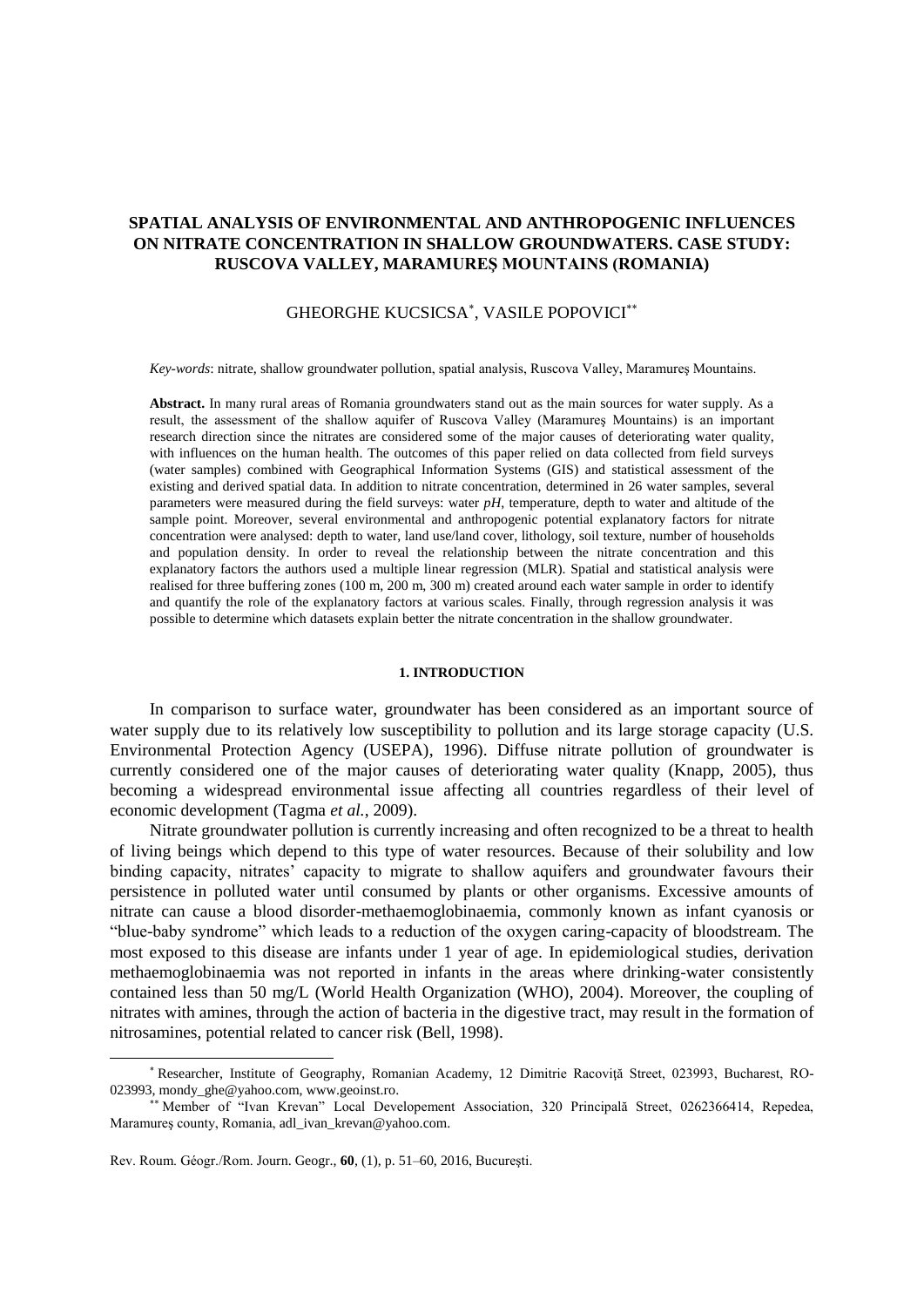# SPATIAL ANALYSIS OF ENVIRONMENTAL AND ANTHROPOGENIC INFLUENCES ON NITRATE CONCENTRATION IN SHALLOW GROUNDWATERS. CASE STUDY: RUSCOVA VALLEY, MARAMUREŞ MOUNTAINS (ROMANIA)

GHEORGHE KUCSICSA[*], VASILE POPOVICI[**]

*Key-words*: nitrate, shallow groundwater pollution, spatial analysis, Ruscova Valley, Maramureş Mountains.

**Abstract.** In many rural areas of Romania groundwaters stand out as the main sources for water supply. As a result, the assessment of the shallow aquifer of Ruscova Valley (Maramureş Mountains) is an important research direction since the nitrates are considered some of the major causes of deteriorating water quality, with influences on the human health. The outcomes of this paper relied on data collected from field surveys (water samples) combined with Geographical Information Systems (GIS) and statistical assessment of the existing and derived spatial data. In addition to nitrate concentration, determined in 26 water samples, several parameters were measured during the field surveys: water *pH*, temperature, depth to water and altitude of the sample point. Moreover, several environmental and anthropogenic potential explanatory factors for nitrate concentration were analysed: depth to water, land use/land cover, lithology, soil texture, number of households and population density. In order to reveal the relationship between the nitrate concentration and this explanatory factors the authors used a multiple linear regression (MLR). Spatial and statistical analysis were realised for three buffering zones (100 m, 200 m, 300 m) created around each water sample in order to identify and quantify the role of the explanatory factors at various scales. Finally, through regression analysis it was possible to determine which datasets explain better the nitrate concentration in the shallow groundwater.

## 1. INTRODUCTION

In comparison to surface water, groundwater has been considered as an important source of water supply due to its relatively low susceptibility to pollution and its large storage capacity (U.S. Environmental Protection Agency (USEPA), 1996). Diffuse nitrate pollution of groundwater is currently considered one of the major causes of deteriorating water quality (Knapp, 2005), thus becoming a widespread environmental issue affecting all countries regardless of their level of economic development (Tagma *et al.*, 2009).

Nitrate groundwater pollution is currently increasing and often recognized to be a threat to health of living beings which depend to this type of water resources. Because of their solubility and low binding capacity, nitrates' capacity to migrate to shallow aquifers and groundwater favours their persistence in polluted water until consumed by plants or other organisms. Excessive amounts of nitrate can cause a blood disorder-methaemoglobinaemia, commonly known as infant cyanosis or "blue-baby syndrome" which leads to a reduction of the oxygen caring-capacity of bloodstream. The most exposed to this disease are infants under 1 year of age. In epidemiological studies, derivation methaemoglobinaemia was not reported in infants in the areas where drinking-water consistently contained less than 50 mg/L (World Health Organization (WHO), 2004). Moreover, the coupling of nitrates with amines, through the action of bacteria in the digestive tract, may result in the formation of nitrosamines, potential related to cancer risk (Bell, 1998).

[*] Researcher, Institute of Geography, Romanian Academy, 12 Dimitrie Racoviţă Street, 023993, Bucharest, RO-023993, mondy_ghe@yahoo.com, www.geoinst.ro.

[**] Member of "Ivan Krevan" Local Developement Association, 320 Principală Street, 0262366414, Repedea, Maramureş county, Romania, adl_ivan_krevan@yahoo.com.

Rev. Roum. Géogr./Rom. Journ. Geogr., **60**, (1), p. 51–60, 2016, Bucureşti.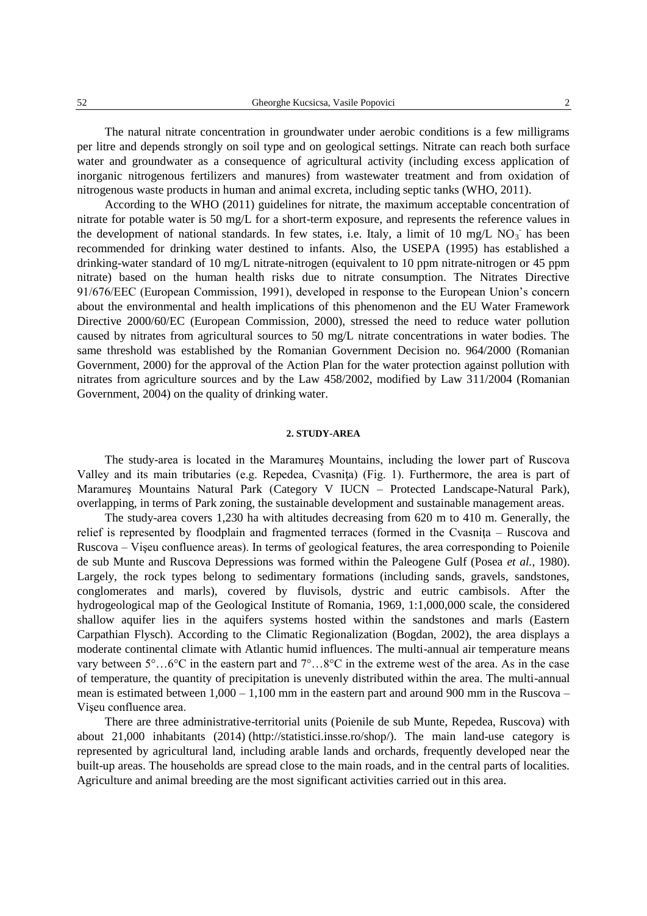The natural nitrate concentration in groundwater under aerobic conditions is a few milligrams per litre and depends strongly on soil type and on geological settings. Nitrate can reach both surface water and groundwater as a consequence of agricultural activity (including excess application of inorganic nitrogenous fertilizers and manures) from wastewater treatment and from oxidation of nitrogenous waste products in human and animal excreta, including septic tanks (WHO, 2011).

According to the WHO (2011) guidelines for nitrate, the maximum acceptable concentration of nitrate for potable water is 50 mg/L for a short-term exposure, and represents the reference values in the development of national standards. In few states, i.e. Italy, a limit of 10 mg/L $NO_3^-$ has been recommended for drinking water destined to infants. Also, the USEPA (1995) has established a drinking-water standard of 10 mg/L nitrate-nitrogen (equivalent to 10 ppm nitrate-nitrogen or 45 ppm nitrate) based on the human health risks due to nitrate consumption. The Nitrates Directive 91/676/EEC (European Commission, 1991), developed in response to the European Union's concern about the environmental and health implications of this phenomenon and the EU Water Framework Directive 2000/60/EC (European Commission, 2000), stressed the need to reduce water pollution caused by nitrates from agricultural sources to 50 mg/L nitrate concentrations in water bodies. The same threshold was established by the Romanian Government Decision no. 964/2000 (Romanian Government, 2000) for the approval of the Action Plan for the water protection against pollution with nitrates from agriculture sources and by the Law 458/2002, modified by Law 311/2004 (Romanian Government, 2004) on the quality of drinking water.

## 2. STUDY-AREA

The study-area is located in the Maramureş Mountains, including the lower part of Ruscova Valley and its main tributaries (e.g. Repedea, Cvasniţa) (Fig. 1). Furthermore, the area is part of Maramureş Mountains Natural Park (Category V IUCN – Protected Landscape-Natural Park), overlapping, in terms of Park zoning, the sustainable development and sustainable management areas.

The study-area covers 1,230 ha with altitudes decreasing from 620 m to 410 m. Generally, the relief is represented by floodplain and fragmented terraces (formed in the Cvasniţa – Ruscova and Ruscova – Vişeu confluence areas). In terms of geological features, the area corresponding to Poienile de sub Munte and Ruscova Depressions was formed within the Paleogene Gulf (Posea *et al.*, 1980). Largely, the rock types belong to sedimentary formations (including sands, gravels, sandstones, conglomerates and marls), covered by fluvisols, dystric and eutric cambisols. After the hydrogeological map of the Geological Institute of Romania, 1969, 1:1,000,000 scale, the considered shallow aquifer lies in the aquifers systems hosted within the sandstones and marls (Eastern Carpathian Flysch). According to the Climatic Regionalization (Bogdan, 2002), the area displays a moderate continental climate with Atlantic humid influences. The multi-annual air temperature means vary between 5°…6°C in the eastern part and 7°…8°C in the extreme west of the area. As in the case of temperature, the quantity of precipitation is unevenly distributed within the area. The multi-annual mean is estimated between 1,000 – 1,100 mm in the eastern part and around 900 mm in the Ruscova – Vişeu confluence area.

There are three administrative-territorial units (Poienile de sub Munte, Repedea, Ruscova) with about 21,000 inhabitants (2014) (http://statistici.insse.ro/shop/). The main land-use category is represented by agricultural land, including arable lands and orchards, frequently developed near the built-up areas. The households are spread close to the main roads, and in the central parts of localities. Agriculture and animal breeding are the most significant activities carried out in this area.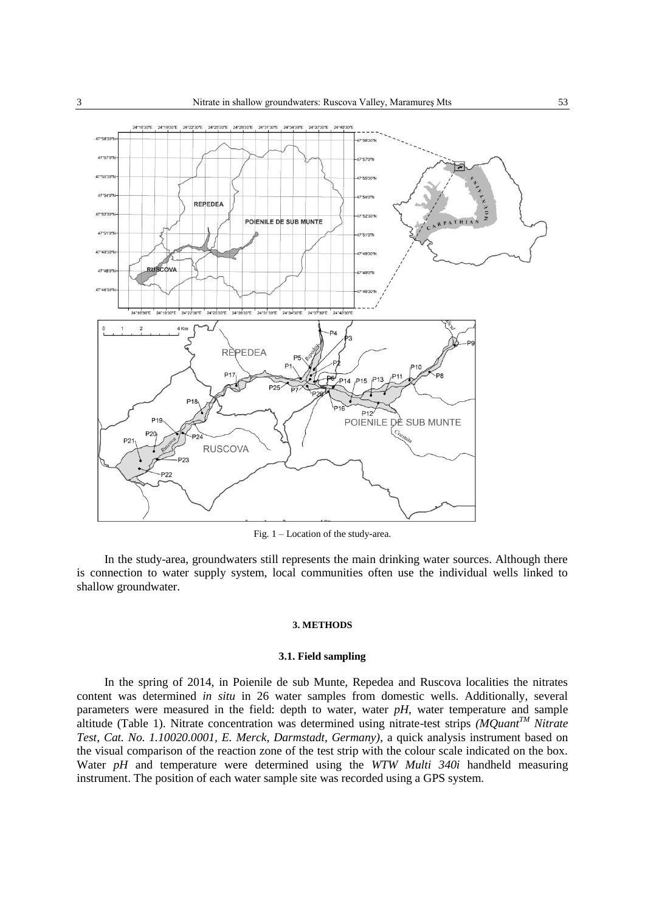Fig. 1 – Location of the study-area.

In the study-area, groundwaters still represents the main drinking water sources. Although there is connection to water supply system, local communities often use the individual wells linked to shallow groundwater.

## 3. METHODS

### 3.1. Field sampling

In the spring of 2014, in Poienile de sub Munte, Repedea and Ruscova localities the nitrates content was determined *in situ* in 26 water samples from domestic wells. Additionally, several parameters were measured in the field: depth to water, water *pH*, water temperature and sample altitude (Table 1). Nitrate concentration was determined using nitrate-test strips *(MQuant$^{TM}$ Nitrate Test, Cat. No. 1.10020.0001, E. Merck, Darmstadt, Germany)*, a quick analysis instrument based on the visual comparison of the reaction zone of the test strip with the colour scale indicated on the box. Water *pH* and temperature were determined using the *WTW Multi 340i* handheld measuring instrument. The position of each water sample site was recorded using a GPS system.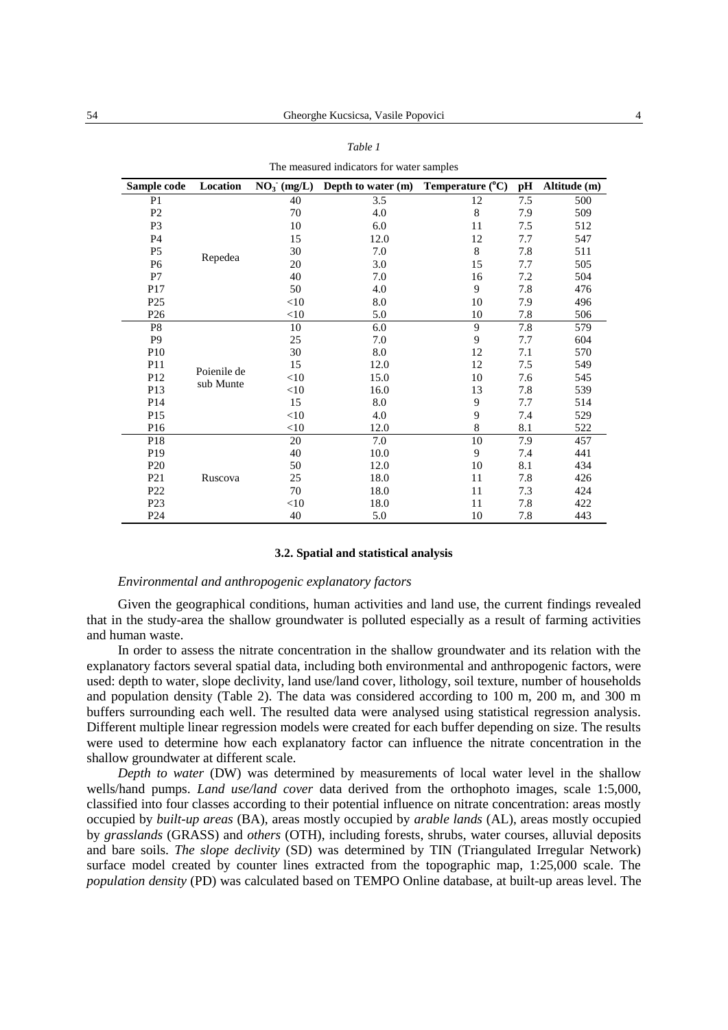*Table 1*

The measured indicators for water samples

| Sample code | Location | $NO_3^-$ (mg/L) | Depth to water (m) | Temperature (°C) | pH | Altitude (m) |
|---|---|---|---|---|---|---|
| P1 | Repedea | 40 | 3.5 | 12 | 7.5 | 500 |
| P2 | | 70 | 4.0 | 8 | 7.9 | 509 |
| P3 | | 10 | 6.0 | 11 | 7.5 | 512 |
| P4 | | 15 | 12.0 | 12 | 7.7 | 547 |
| P5 | | 30 | 7.0 | 8 | 7.8 | 511 |
| P6 | | 20 | 3.0 | 15 | 7.7 | 505 |
| P7 | | 40 | 7.0 | 16 | 7.2 | 504 |
| P17 | | 50 | 4.0 | 9 | 7.8 | 476 |
| P25 | | <10 | 8.0 | 10 | 7.9 | 496 |
| P26 | | <10 | 5.0 | 10 | 7.8 | 506 |
| P8 | Poienile de sub Munte | 10 | 6.0 | 9 | 7.8 | 579 |
| P9 | | 25 | 7.0 | 9 | 7.7 | 604 |
| P10 | | 30 | 8.0 | 12 | 7.1 | 570 |
| P11 | | 15 | 12.0 | 12 | 7.5 | 549 |
| P12 | | <10 | 15.0 | 10 | 7.6 | 545 |
| P13 | | <10 | 16.0 | 13 | 7.8 | 539 |
| P14 | | 15 | 8.0 | 9 | 7.7 | 514 |
| P15 | | <10 | 4.0 | 9 | 7.4 | 529 |
| P16 | | <10 | 12.0 | 8 | 8.1 | 522 |
| P18 | Ruscova | 20 | 7.0 | 10 | 7.9 | 457 |
| P19 | | 40 | 10.0 | 9 | 7.4 | 441 |
| P20 | | 50 | 12.0 | 10 | 8.1 | 434 |
| P21 | | 25 | 18.0 | 11 | 7.8 | 426 |
| P22 | | 70 | 18.0 | 11 | 7.3 | 424 |
| P23 | | <10 | 18.0 | 11 | 7.8 | 422 |
| P24 | | 40 | 5.0 | 10 | 7.8 | 443 |

### 3.2. Spatial and statistical analysis

*Environmental and anthropogenic explanatory factors*

Given the geographical conditions, human activities and land use, the current findings revealed that in the study-area the shallow groundwater is polluted especially as a result of farming activities and human waste.

In order to assess the nitrate concentration in the shallow groundwater and its relation with the explanatory factors several spatial data, including both environmental and anthropogenic factors, were used: depth to water, slope declivity, land use/land cover, lithology, soil texture, number of households and population density (Table 2). The data was considered according to 100 m, 200 m, and 300 m buffers surrounding each well. The resulted data were analysed using statistical regression analysis. Different multiple linear regression models were created for each buffer depending on size. The results were used to determine how each explanatory factor can influence the nitrate concentration in the shallow groundwater at different scale.

*Depth to water* (DW) was determined by measurements of local water level in the shallow wells/hand pumps. *Land use/land cover* data derived from the orthophoto images, scale 1:5,000, classified into four classes according to their potential influence on nitrate concentration: areas mostly occupied by *built-up areas* (BA), areas mostly occupied by *arable lands* (AL), areas mostly occupied by *grasslands* (GRASS) and *others* (OTH), including forests, shrubs, water courses, alluvial deposits and bare soils. *The slope declivity* (SD) was determined by TIN (Triangulated Irregular Network) surface model created by counter lines extracted from the topographic map, 1:25,000 scale. The *population density* (PD) was calculated based on TEMPO Online database, at built-up areas level. The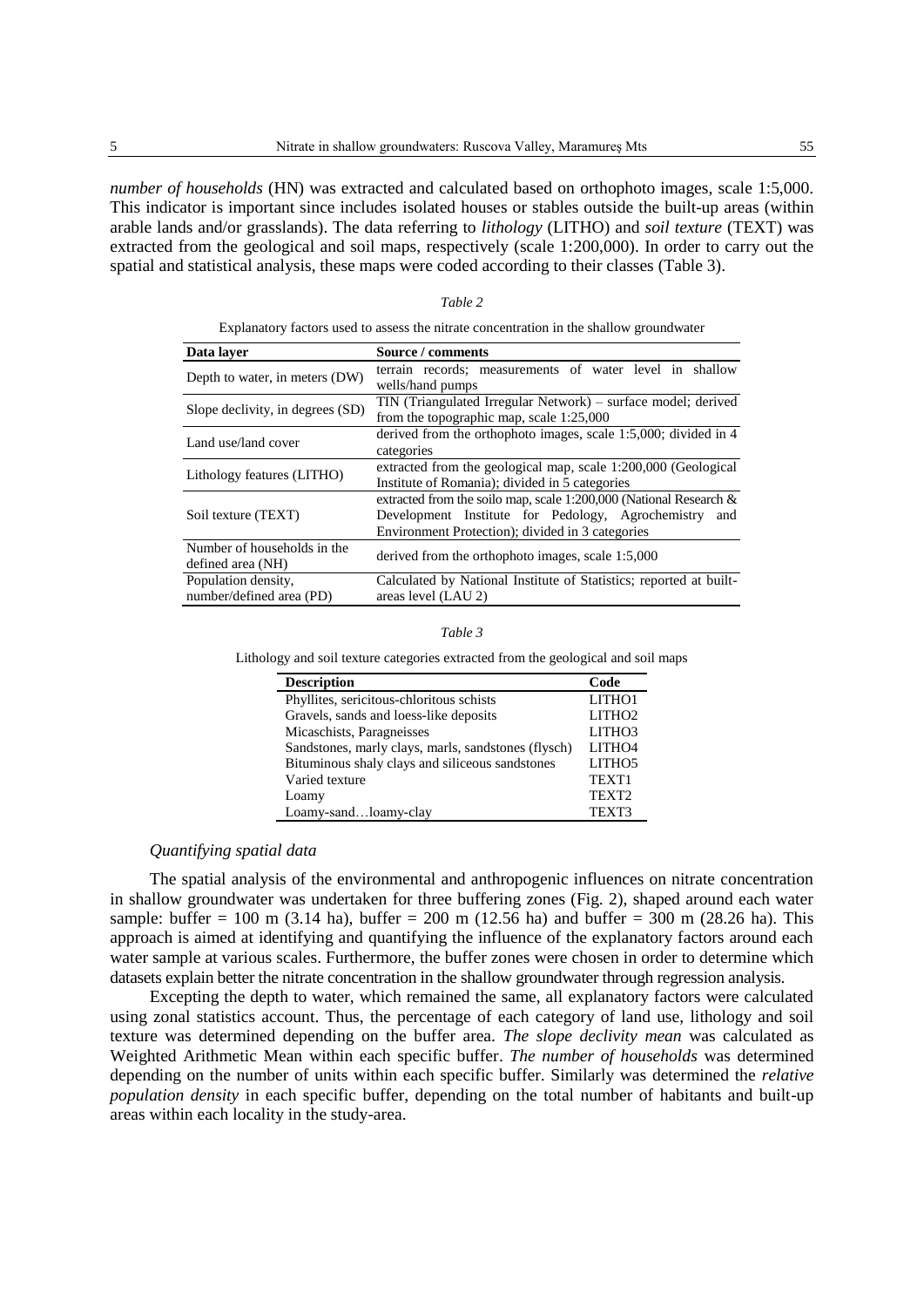*number of households* (HN) was extracted and calculated based on orthophoto images, scale 1:5,000. This indicator is important since includes isolated houses or stables outside the built-up areas (within arable lands and/or grasslands). The data referring to *lithology* (LITHO) and *soil texture* (TEXT) was extracted from the geological and soil maps, respectively (scale 1:200,000). In order to carry out the spatial and statistical analysis, these maps were coded according to their classes (Table 3).

*Table 2*

Explanatory factors used to assess the nitrate concentration in the shallow groundwater

| Data layer | Source / comments |
|---|---|
| Depth to water, in meters (DW) | terrain records; measurements of water level in shallow wells/hand pumps |
| Slope declivity, in degrees (SD) | TIN (Triangulated Irregular Network) – surface model; derived from the topographic map, scale 1:25,000 |
| Land use/land cover | derived from the orthophoto images, scale 1:5,000; divided in 4 categories |
| Lithology features (LITHO) | extracted from the geological map, scale 1:200,000 (Geological Institute of Romania); divided in 5 categories |
| Soil texture (TEXT) | extracted from the soilo map, scale 1:200,000 (National Research & Development Institute for Pedology, Agrochemistry and Environment Protection); divided in 3 categories |
| Number of households in the defined area (NH) | derived from the orthophoto images, scale 1:5,000 |
| Population density, number/defined area (PD) | Calculated by National Institute of Statistics; reported at built-areas level (LAU 2) |

*Table 3*

Lithology and soil texture categories extracted from the geological and soil maps

| Description | Code |
|---|---|
| Phyllites, sericitous-chloritous schists | LITHO1 |
| Gravels, sands and loess-like deposits | LITHO2 |
| Micaschists, Paragneisses | LITHO3 |
| Sandstones, marly clays, marls, sandstones (flysch) | LITHO4 |
| Bituminous shaly clays and siliceous sandstones | LITHO5 |
| Varied texture | TEXT1 |
| Loamy | TEXT2 |
| Loamy-sand…loamy-clay | TEXT3 |

### *Quantifying spatial data*

The spatial analysis of the environmental and anthropogenic influences on nitrate concentration in shallow groundwater was undertaken for three buffering zones (Fig. 2), shaped around each water sample: buffer = 100 m (3.14 ha), buffer = 200 m (12.56 ha) and buffer = 300 m (28.26 ha). This approach is aimed at identifying and quantifying the influence of the explanatory factors around each water sample at various scales. Furthermore, the buffer zones were chosen in order to determine which datasets explain better the nitrate concentration in the shallow groundwater through regression analysis.

Excepting the depth to water, which remained the same, all explanatory factors were calculated using zonal statistics account. Thus, the percentage of each category of land use, lithology and soil texture was determined depending on the buffer area. *The slope declivity mean* was calculated as Weighted Arithmetic Mean within each specific buffer. *The number of households* was determined depending on the number of units within each specific buffer. Similarly was determined the *relative population density* in each specific buffer, depending on the total number of habitants and built-up areas within each locality in the study-area.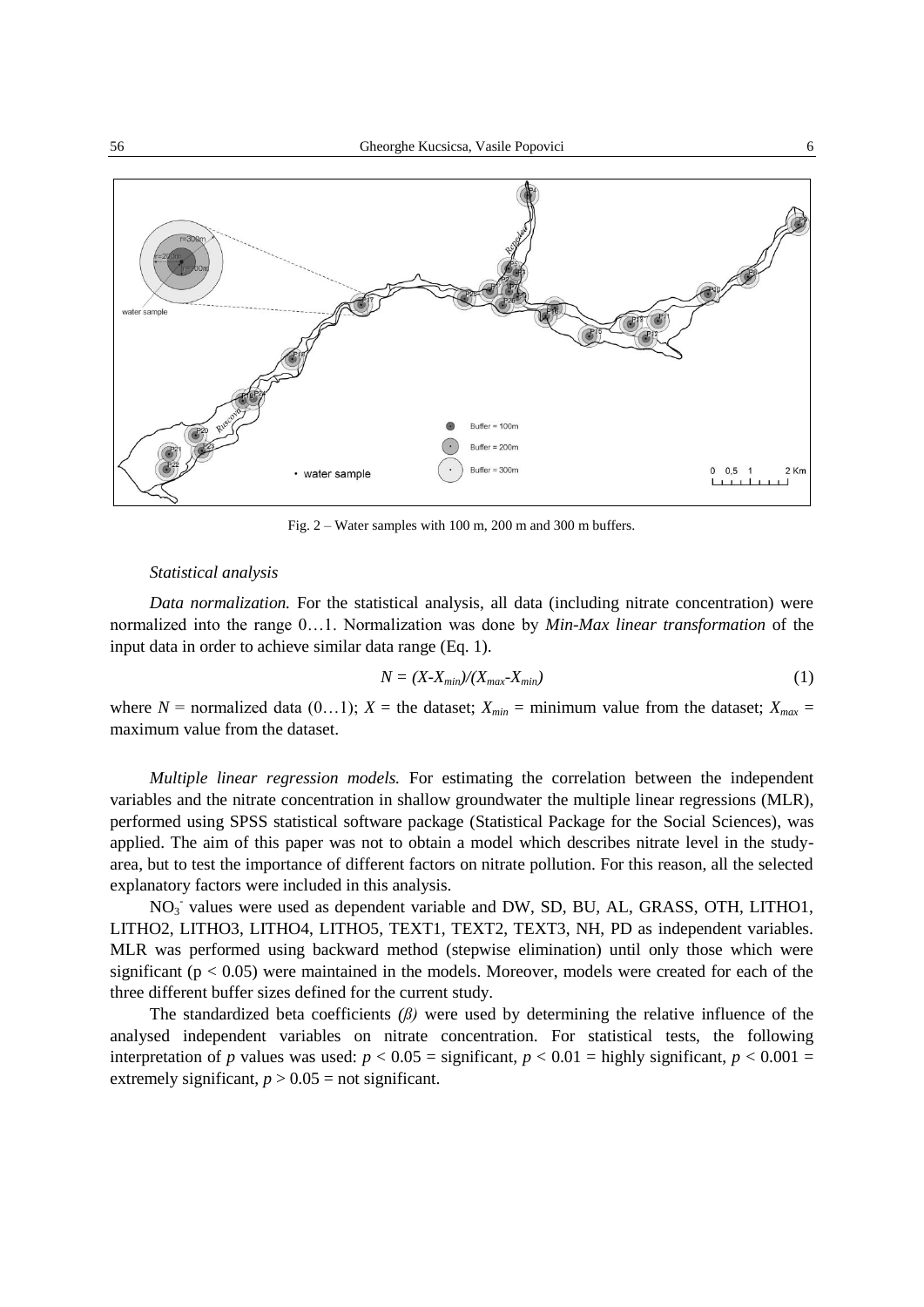Fig. 2 – Water samples with 100 m, 200 m and 300 m buffers.

*Statistical analysis*

*Data normalization.* For the statistical analysis, all data (including nitrate concentration) were normalized into the range 0…1. Normalization was done by *Min-Max linear transformation* of the input data in order to achieve similar data range (Eq. 1).

$$N = (X-X_{min})/(X_{max}-X_{min}) \quad (1)$$

where $N$ = normalized data (0…1); $X$ = the dataset; $X_{min}$ = minimum value from the dataset; $X_{max}$ = maximum value from the dataset.

*Multiple linear regression models.* For estimating the correlation between the independent variables and the nitrate concentration in shallow groundwater the multiple linear regressions (MLR), performed using SPSS statistical software package (Statistical Package for the Social Sciences), was applied. The aim of this paper was not to obtain a model which describes nitrate level in the study-area, but to test the importance of different factors on nitrate pollution. For this reason, all the selected explanatory factors were included in this analysis.

$NO_3^-$ values were used as dependent variable and DW, SD, BU, AL, GRASS, OTH, LITHO1, LITHO2, LITHO3, LITHO4, LITHO5, TEXT1, TEXT2, TEXT3, NH, PD as independent variables. MLR was performed using backward method (stepwise elimination) until only those which were significant ($p < 0.05$) were maintained in the models. Moreover, models were created for each of the three different buffer sizes defined for the current study.

The standardized beta coefficients *($\beta$)* were used by determining the relative influence of the analysed independent variables on nitrate concentration. For statistical tests, the following interpretation of *p* values was used: $p < 0.05$ = significant, $p < 0.01$ = highly significant, $p < 0.001$ = extremely significant, $p > 0.05$ = not significant.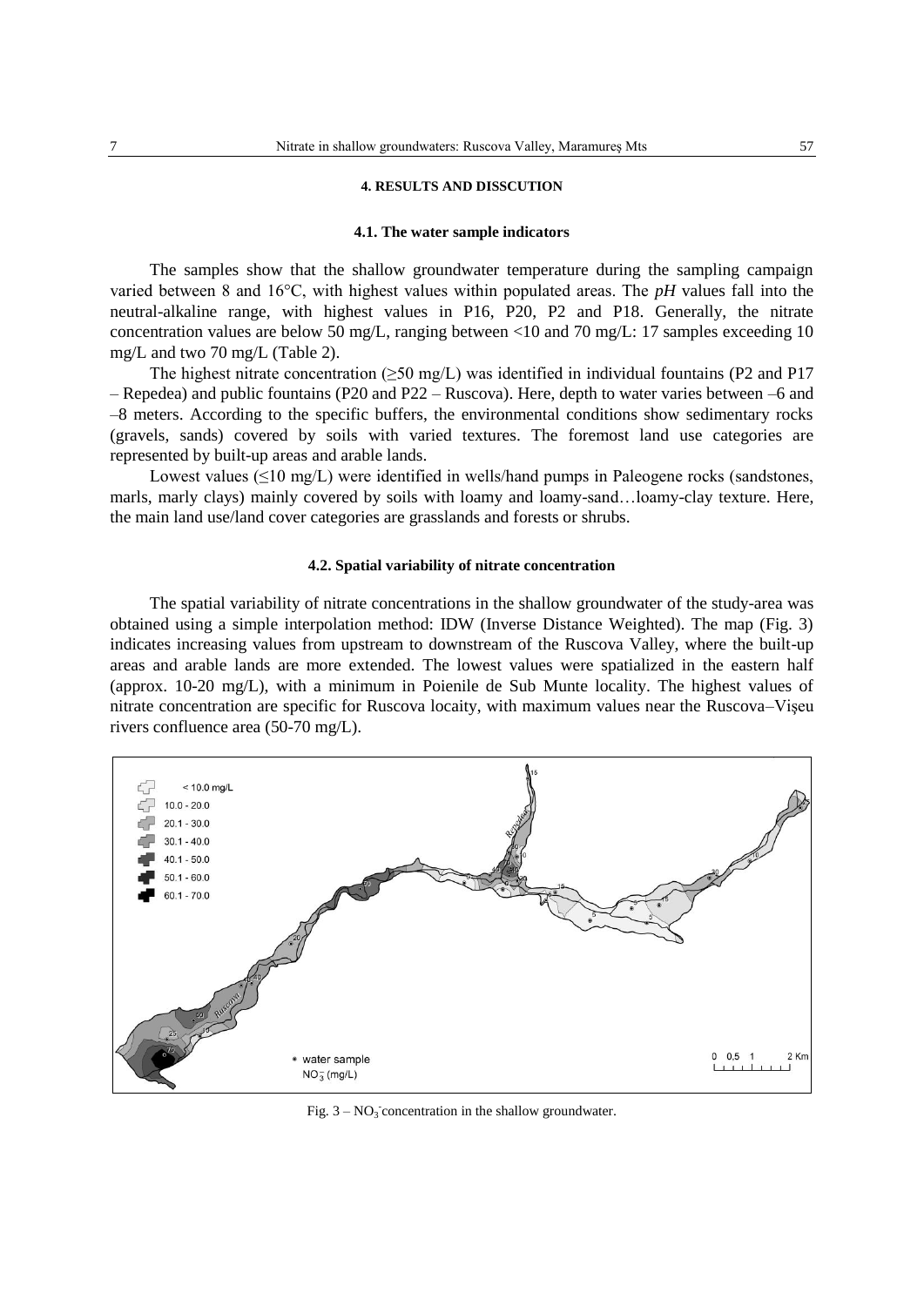#### 4. RESULTS AND DISSCUTION

##### 4.1. The water sample indicators

The samples show that the shallow groundwater temperature during the sampling campaign varied between 8 and 16°C, with highest values within populated areas. The *pH* values fall into the neutral-alkaline range, with highest values in P16, P20, P2 and P18. Generally, the nitrate concentration values are below 50 mg/L, ranging between <10 and 70 mg/L: 17 samples exceeding 10 mg/L and two 70 mg/L (Table 2).

The highest nitrate concentration (≥50 mg/L) was identified in individual fountains (P2 and P17 – Repedea) and public fountains (P20 and P22 – Ruscova). Here, depth to water varies between –6 and –8 meters. According to the specific buffers, the environmental conditions show sedimentary rocks (gravels, sands) covered by soils with varied textures. The foremost land use categories are represented by built-up areas and arable lands.

Lowest values (≤10 mg/L) were identified in wells/hand pumps in Paleogene rocks (sandstones, marls, marly clays) mainly covered by soils with loamy and loamy-sand…loamy-clay texture. Here, the main land use/land cover categories are grasslands and forests or shrubs.

##### 4.2. Spatial variability of nitrate concentration

The spatial variability of nitrate concentrations in the shallow groundwater of the study-area was obtained using a simple interpolation method: IDW (Inverse Distance Weighted). The map (Fig. 3) indicates increasing values from upstream to downstream of the Ruscova Valley, where the built-up areas and arable lands are more extended. The lowest values were spatialized in the eastern half (approx. 10-20 mg/L), with a minimum in Poienile de Sub Munte locality. The highest values of nitrate concentration are specific for Ruscova locaity, with maximum values near the Ruscova–Vişeu rivers confluence area (50-70 mg/L).

Fig. 3 – $NO_3^-$ concentration in the shallow groundwater.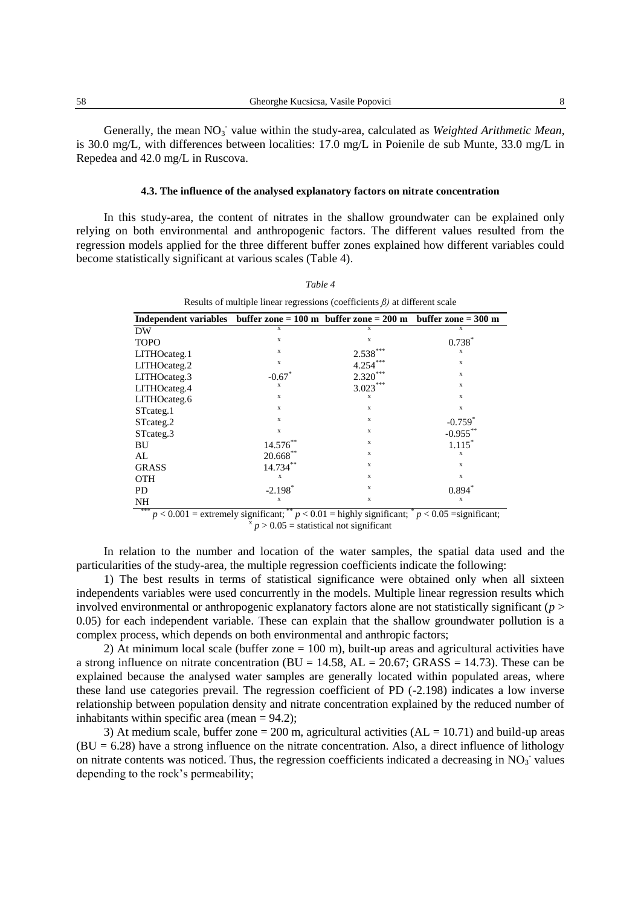Generally, the mean $NO_3^-$ value within the study-area, calculated as *Weighted Arithmetic Mean*, is 30.0 mg/L, with differences between localities: 17.0 mg/L in Poienile de sub Munte, 33.0 mg/L in Repedea and 42.0 mg/L in Ruscova.

#### 4.3. The influence of the analysed explanatory factors on nitrate concentration

In this study-area, the content of nitrates in the shallow groundwater can be explained only relying on both environmental and anthropogenic factors. The different values resulted from the regression models applied for the three different buffer zones explained how different variables could become statistically significant at various scales (Table 4).

*Table 4*

Results of multiple linear regressions (coefficients *β*) at different scale

| Independent variables | buffer zone = 100 m | buffer zone = 200 m | buffer zone = 300 m |
|---|---|---|---|
| DW | x | x | x |
| TOPO | x | x | $0.738^{*}$ |
| LITHOcateg.1 | x | $2.538^{***}$ | x |
| LITHOcateg.2 | x | $4.254^{***}$ | x |
| LITHOcateg.3 | $-0.67^{*}$ | $2.320^{***}$ | x |
| LITHOcateg.4 | x | $3.023^{***}$ | x |
| LITHOcateg.6 | x | x | x |
| STcateg.1 | x | x | x |
| STcateg.2 | x | x | $-0.759^{*}$ |
| STcateg.3 | x | x | $-0.955^{**}$ |
| BU | $14.576^{**}$ | x | $1.115^{*}$ |
| AL | $20.668^{**}$ | x | x |
| GRASS | $14.734^{**}$ | x | x |
| OTH | x | x | x |
| PD | $-2.198^{*}$ | x | $0.894^{*}$ |
| NH | x | x | x |

$^{***}$ $p < 0.001$ = extremely significant; $^{**}$ $p < 0.01$ = highly significant; $^{*}$ $p < 0.05$ =significant; $^{x}$ $p > 0.05$ = statistical not significant

In relation to the number and location of the water samples, the spatial data used and the particularities of the study-area, the multiple regression coefficients indicate the following:

1) The best results in terms of statistical significance were obtained only when all sixteen independents variables were used concurrently in the models. Multiple linear regression results which involved environmental or anthropogenic explanatory factors alone are not statistically significant ($p > 0.05$) for each independent variable. These can explain that the shallow groundwater pollution is a complex process, which depends on both environmental and anthropic factors;

2) At minimum local scale (buffer zone = 100 m), built-up areas and agricultural activities have a strong influence on nitrate concentration (BU = 14.58, AL = 20.67; GRASS = 14.73). These can be explained because the analysed water samples are generally located within populated areas, where these land use categories prevail. The regression coefficient of PD (-2.198) indicates a low inverse relationship between population density and nitrate concentration explained by the reduced number of inhabitants within specific area (mean = 94.2);

3) At medium scale, buffer zone = 200 m, agricultural activities (AL = 10.71) and build-up areas (BU = 6.28) have a strong influence on the nitrate concentration. Also, a direct influence of lithology on nitrate contents was noticed. Thus, the regression coefficients indicated a decreasing in $NO_3^-$ values depending to the rock's permeability;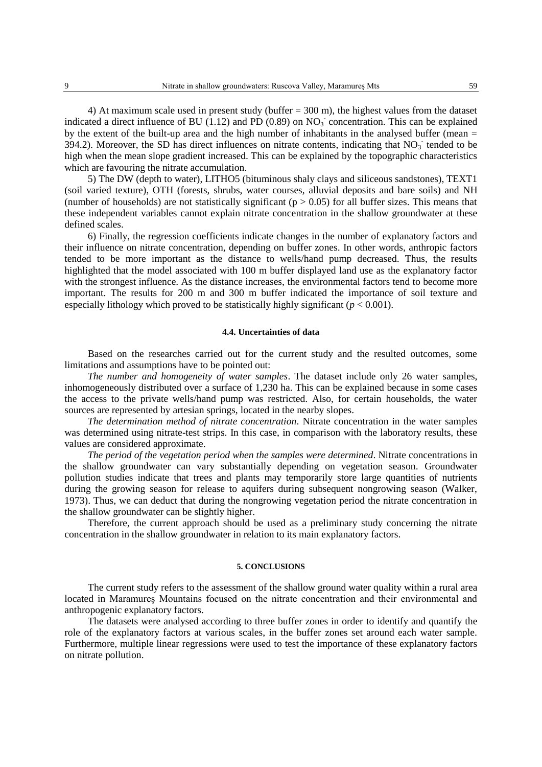4) At maximum scale used in present study (buffer = 300 m), the highest values from the dataset indicated a direct influence of BU (1.12) and PD (0.89) on $NO_3^-$ concentration. This can be explained by the extent of the built-up area and the high number of inhabitants in the analysed buffer (mean = 394.2). Moreover, the SD has direct influences on nitrate contents, indicating that $NO_3^-$ tended to be high when the mean slope gradient increased. This can be explained by the topographic characteristics which are favouring the nitrate accumulation.

5) The DW (depth to water), LITHO5 (bituminous shaly clays and siliceous sandstones), TEXT1 (soil varied texture), OTH (forests, shrubs, water courses, alluvial deposits and bare soils) and NH (number of households) are not statistically significant ($p > 0.05$) for all buffer sizes. This means that these independent variables cannot explain nitrate concentration in the shallow groundwater at these defined scales.

6) Finally, the regression coefficients indicate changes in the number of explanatory factors and their influence on nitrate concentration, depending on buffer zones. In other words, anthropic factors tended to be more important as the distance to wells/hand pump decreased. Thus, the results highlighted that the model associated with 100 m buffer displayed land use as the explanatory factor with the strongest influence. As the distance increases, the environmental factors tend to become more important. The results for 200 m and 300 m buffer indicated the importance of soil texture and especially lithology which proved to be statistically highly significant ($p < 0.001$).

### 4.4. Uncertainties of data

Based on the researches carried out for the current study and the resulted outcomes, some limitations and assumptions have to be pointed out:

*The number and homogeneity of water samples*. The dataset include only 26 water samples, inhomogeneously distributed over a surface of 1,230 ha. This can be explained because in some cases the access to the private wells/hand pump was restricted. Also, for certain households, the water sources are represented by artesian springs, located in the nearby slopes.

*The determination method of nitrate concentration*. Nitrate concentration in the water samples was determined using nitrate-test strips. In this case, in comparison with the laboratory results, these values are considered approximate.

*The period of the vegetation period when the samples were determined*. Nitrate concentrations in the shallow groundwater can vary substantially depending on vegetation season. Groundwater pollution studies indicate that trees and plants may temporarily store large quantities of nutrients during the growing season for release to aquifers during subsequent nongrowing season (Walker, 1973). Thus, we can deduct that during the nongrowing vegetation period the nitrate concentration in the shallow groundwater can be slightly higher.

Therefore, the current approach should be used as a preliminary study concerning the nitrate concentration in the shallow groundwater in relation to its main explanatory factors.

## 5. CONCLUSIONS

The current study refers to the assessment of the shallow ground water quality within a rural area located in Maramureş Mountains focused on the nitrate concentration and their environmental and anthropogenic explanatory factors.

The datasets were analysed according to three buffer zones in order to identify and quantify the role of the explanatory factors at various scales, in the buffer zones set around each water sample. Furthermore, multiple linear regressions were used to test the importance of these explanatory factors on nitrate pollution.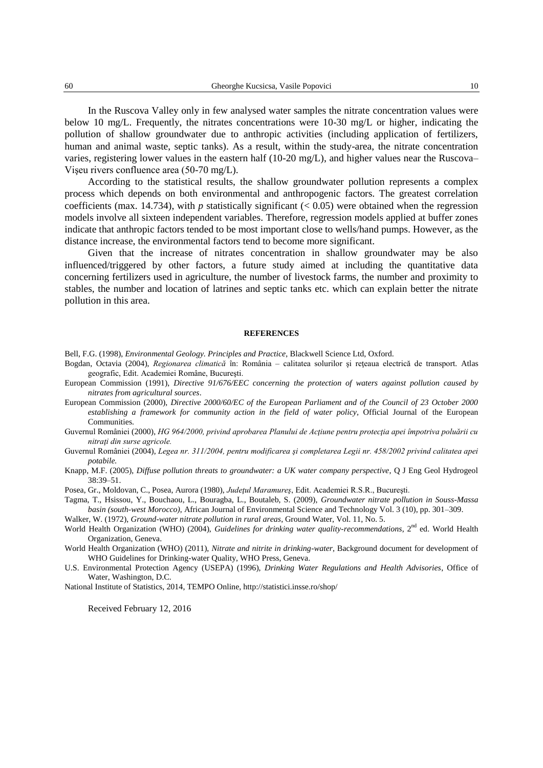In the Ruscova Valley only in few analysed water samples the nitrate concentration values were below 10 mg/L. Frequently, the nitrates concentrations were 10-30 mg/L or higher, indicating the pollution of shallow groundwater due to anthropic activities (including application of fertilizers, human and animal waste, septic tanks). As a result, within the study-area, the nitrate concentration varies, registering lower values in the eastern half (10-20 mg/L), and higher values near the Ruscova–Vişeu rivers confluence area (50-70 mg/L).

According to the statistical results, the shallow groundwater pollution represents a complex process which depends on both environmental and anthropogenic factors. The greatest correlation coefficients (max. 14.734), with $p$ statistically significant ($< 0.05$) were obtained when the regression models involve all sixteen independent variables. Therefore, regression models applied at buffer zones indicate that anthropic factors tended to be most important close to wells/hand pumps. However, as the distance increase, the environmental factors tend to become more significant.

Given that the increase of nitrates concentration in shallow groundwater may be also influenced/triggered by other factors, a future study aimed at including the quantitative data concerning fertilizers used in agriculture, the number of livestock farms, the number and proximity to stables, the number and location of latrines and septic tanks etc. which can explain better the nitrate pollution in this area.

## REFERENCES

Bell, F.G. (1998), *Environmental Geology. Principles and Practice*, Blackwell Science Ltd, Oxford.

Bogdan, Octavia (2004), *Regionarea climatică* în: România – calitatea solurilor şi reţeaua electrică de transport. Atlas geografic, Edit. Academiei Române, Bucureşti.

European Commission (1991), *Directive 91/676/EEC concerning the protection of waters against pollution caused by nitrates from agricultural sources*.

European Commission (2000), *Directive 2000/60/EC of the European Parliament and of the Council of 23 October 2000 establishing a framework for community action in the field of water policy*, Official Journal of the European Communities.

Guvernul României (2000), *HG 964/2000, privind aprobarea Planului de Acţiune pentru protecţia apei împotriva poluării cu nitraţi din surse agricole.*

Guvernul României (2004), *Legea nr. 311/2004, pentru modificarea şi completarea Legii nr. 458/2002 privind calitatea apei potabile.*

Knapp, M.F. (2005), *Diffuse pollution threats to groundwater: a UK water company perspective*, Q J Eng Geol Hydrogeol 38:39–51.

Posea, Gr., Moldovan, C., Posea, Aurora (1980), *Judeţul Maramureş*, Edit. Academiei R.S.R., Bucureşti.

Tagma, T., Hsissou, Y., Bouchaou, L., Bouragba, L., Boutaleb, S. (2009), *Groundwater nitrate pollution in Souss-Massa basin (south-west Morocco)*, African Journal of Environmental Science and Technology Vol. 3 (10), pp. 301–309.

Walker, W. (1972), *Ground-water nitrate pollution in rural areas*, Ground Water, Vol. 11, No. 5.

World Health Organization (WHO) (2004), *Guidelines for drinking water quality-recommendations*, 2nd ed. World Health Organization, Geneva.

World Health Organization (WHO) (2011), *Nitrate and nitrite in drinking-water*, Background document for development of WHO Guidelines for Drinking-water Quality, WHO Press, Geneva.

U.S. Environmental Protection Agency (USEPA) (1996), *Drinking Water Regulations and Health Advisories*, Office of Water, Washington, D.C.

National Institute of Statistics, 2014, TEMPO Online, http://statistici.insse.ro/shop/

Received February 12, 2016